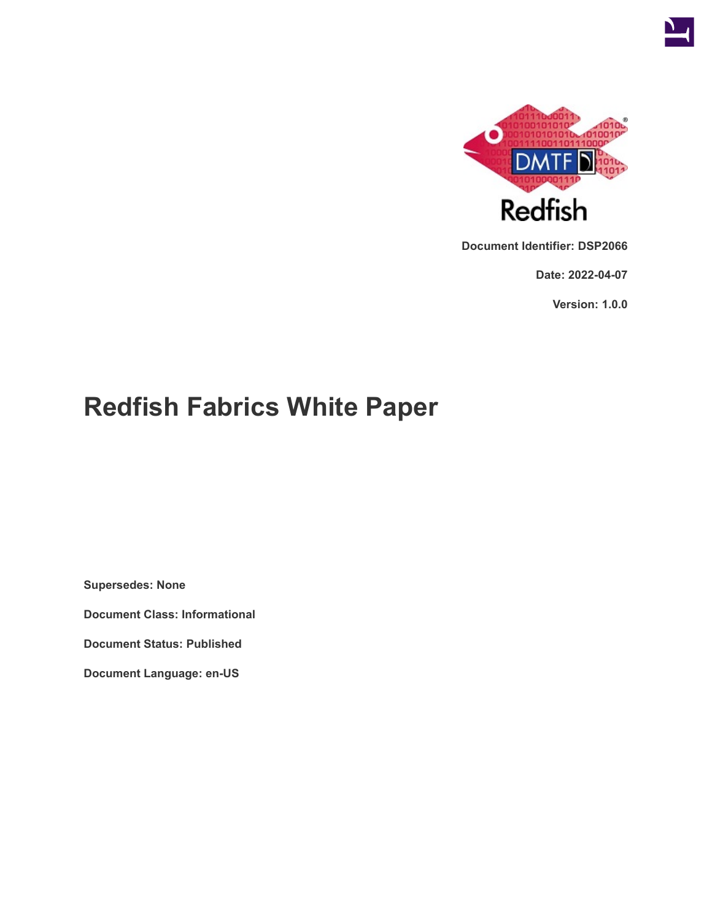Document Identifier: DSP2066

Date: 2022-04-07

Version: 1.0.0

# Redfish Fabrics White Paper

**Supersedes: None**

**Document Class: Informational**

**Document Status: Published**

**Document Language: en-US**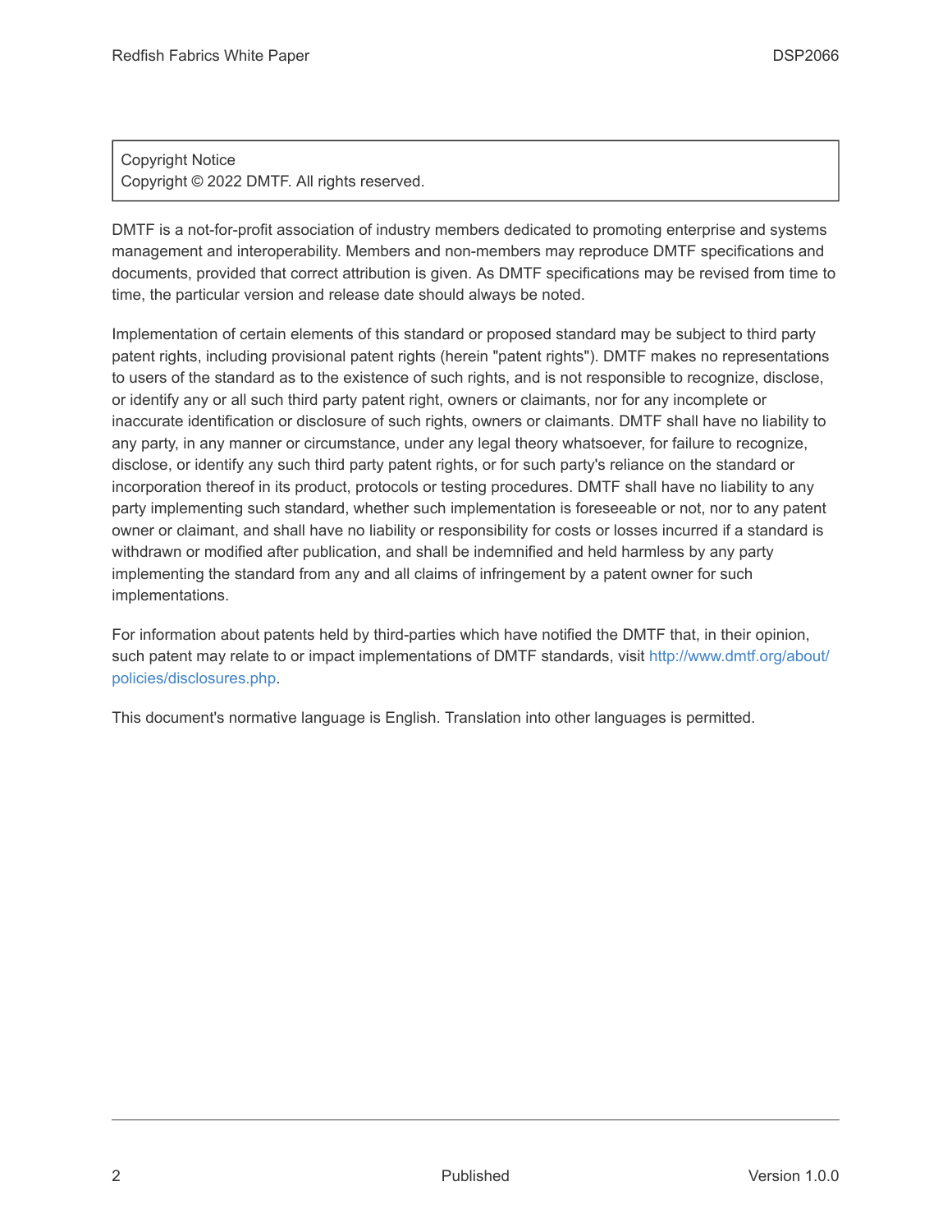Copyright Notice
Copyright © 2022 DMTF. All rights reserved.

DMTF is a not-for-profit association of industry members dedicated to promoting enterprise and systems management and interoperability. Members and non-members may reproduce DMTF specifications and documents, provided that correct attribution is given. As DMTF specifications may be revised from time to time, the particular version and release date should always be noted.

Implementation of certain elements of this standard or proposed standard may be subject to third party patent rights, including provisional patent rights (herein "patent rights"). DMTF makes no representations to users of the standard as to the existence of such rights, and is not responsible to recognize, disclose, or identify any or all such third party patent right, owners or claimants, nor for any incomplete or inaccurate identification or disclosure of such rights, owners or claimants. DMTF shall have no liability to any party, in any manner or circumstance, under any legal theory whatsoever, for failure to recognize, disclose, or identify any such third party patent rights, or for such party's reliance on the standard or incorporation thereof in its product, protocols or testing procedures. DMTF shall have no liability to any party implementing such standard, whether such implementation is foreseeable or not, nor to any patent owner or claimant, and shall have no liability or responsibility for costs or losses incurred if a standard is withdrawn or modified after publication, and shall be indemnified and held harmless by any party implementing the standard from any and all claims of infringement by a patent owner for such implementations.

For information about patents held by third-parties which have notified the DMTF that, in their opinion, such patent may relate to or impact implementations of DMTF standards, visit http://www.dmtf.org/about/policies/disclosures.php.

This document's normative language is English. Translation into other languages is permitted.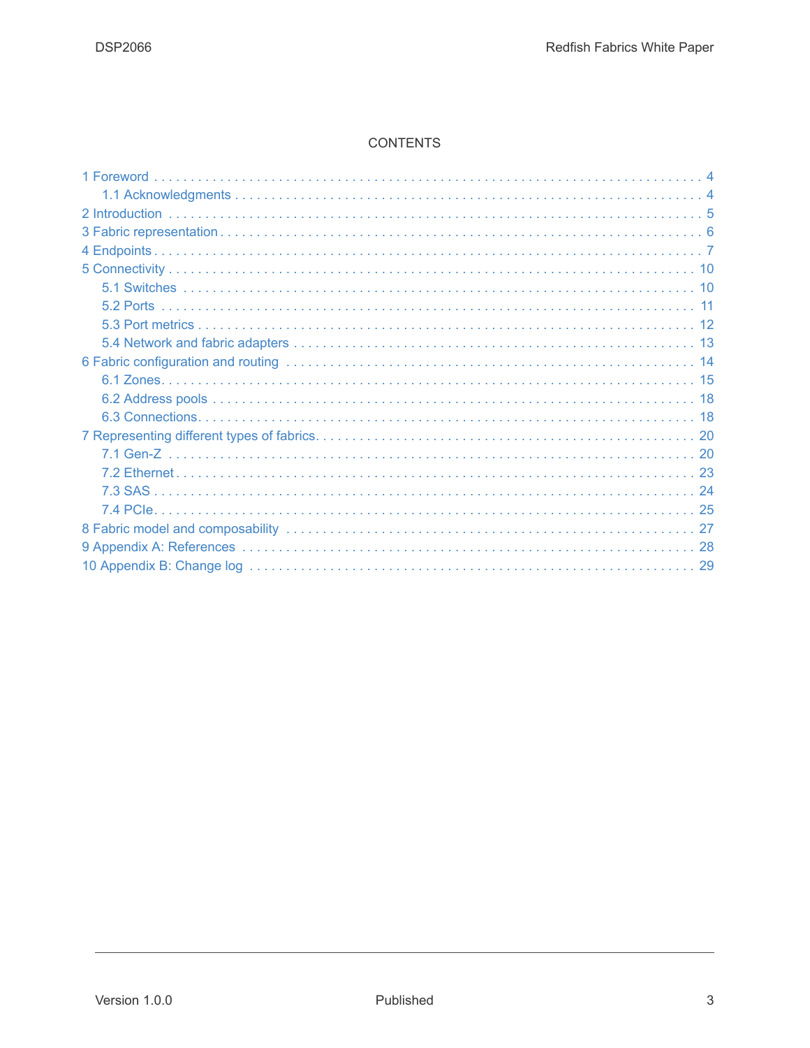# CONTENTS

- 1 Foreword . . . . . 4
  - 1.1 Acknowledgments . . . . . 4
- 2 Introduction . . . . . 5
- 3 Fabric representation . . . . . 6
- 4 Endpoints . . . . . 7
- 5 Connectivity . . . . . 10
  - 5.1 Switches . . . . . 10
  - 5.2 Ports . . . . . 11
  - 5.3 Port metrics . . . . . 12
  - 5.4 Network and fabric adapters . . . . . 13
- 6 Fabric configuration and routing . . . . . 14
  - 6.1 Zones . . . . . 15
  - 6.2 Address pools . . . . . 18
  - 6.3 Connections . . . . . 18
- 7 Representing different types of fabrics . . . . . 20
  - 7.1 Gen-Z . . . . . 20
  - 7.2 Ethernet . . . . . 23
  - 7.3 SAS . . . . . 24
  - 7.4 PCIe . . . . . 25
- 8 Fabric model and composability . . . . . 27
- 9 Appendix A: References . . . . . 28
- 10 Appendix B: Change log . . . . . 29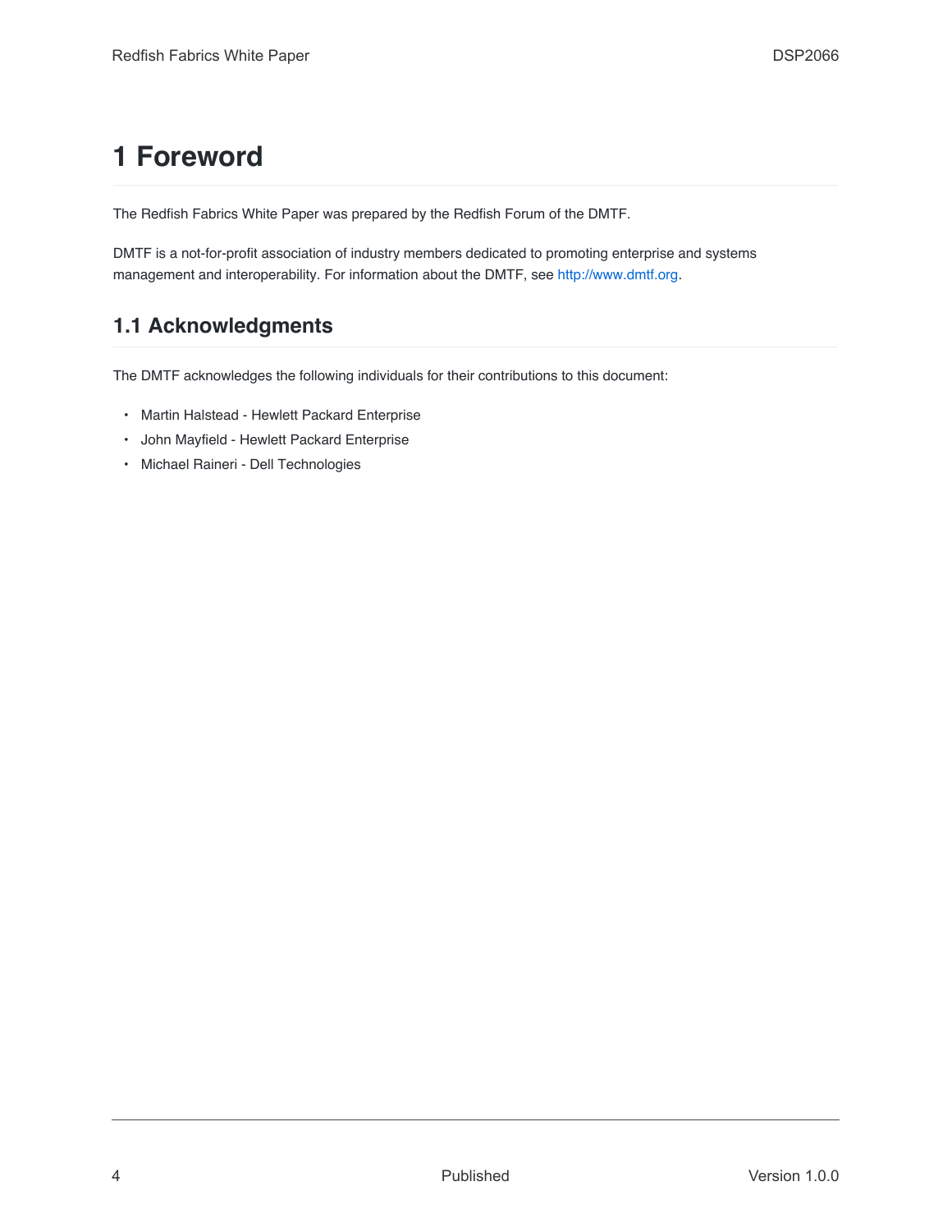# 1 Foreword

The Redfish Fabrics White Paper was prepared by the Redfish Forum of the DMTF.

DMTF is a not-for-profit association of industry members dedicated to promoting enterprise and systems management and interoperability. For information about the DMTF, see http://www.dmtf.org.

## 1.1 Acknowledgments

The DMTF acknowledges the following individuals for their contributions to this document:

- Martin Halstead - Hewlett Packard Enterprise
- John Mayfield - Hewlett Packard Enterprise
- Michael Raineri - Dell Technologies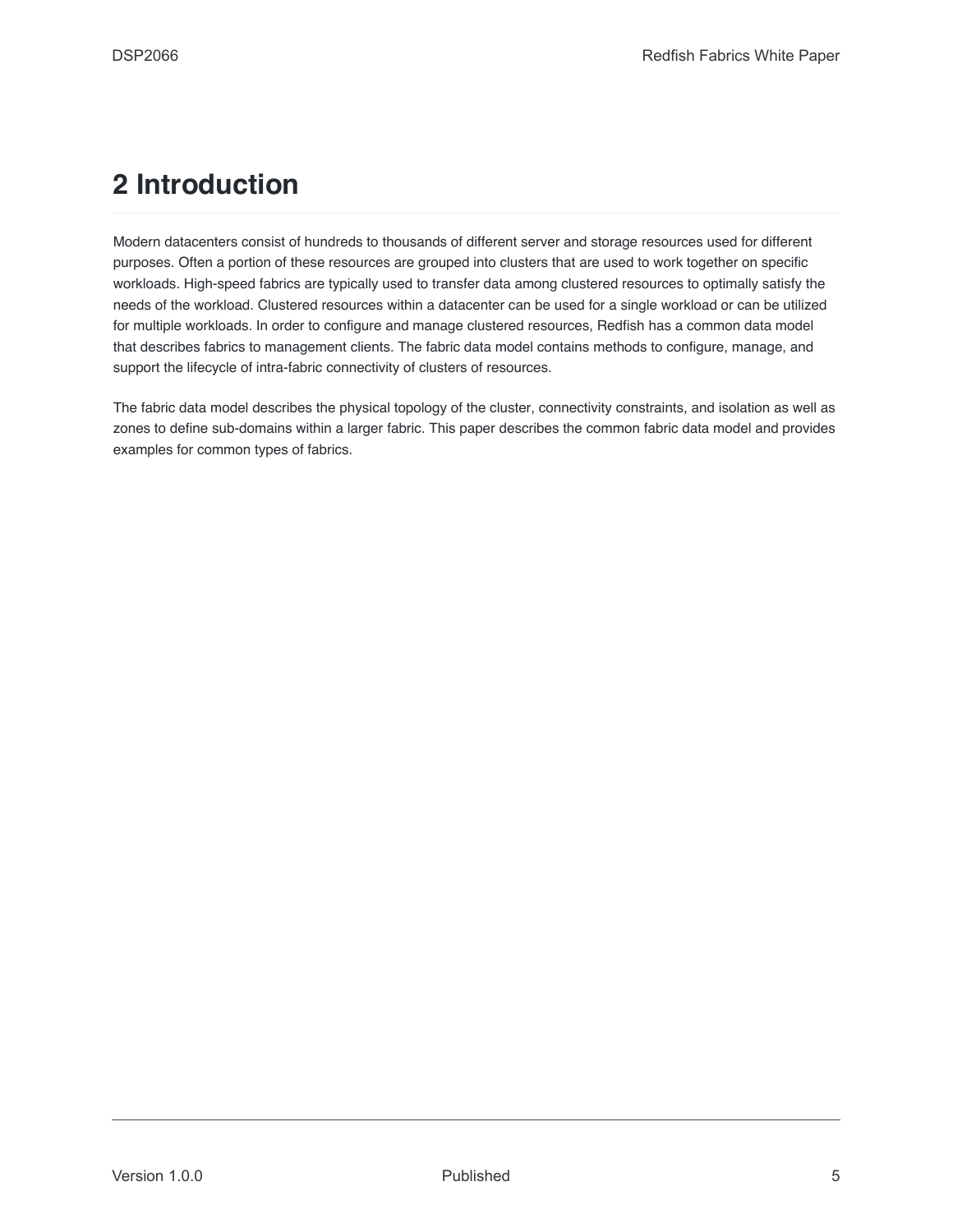# 2 Introduction

Modern datacenters consist of hundreds to thousands of different server and storage resources used for different purposes. Often a portion of these resources are grouped into clusters that are used to work together on specific workloads. High-speed fabrics are typically used to transfer data among clustered resources to optimally satisfy the needs of the workload. Clustered resources within a datacenter can be used for a single workload or can be utilized for multiple workloads. In order to configure and manage clustered resources, Redfish has a common data model that describes fabrics to management clients. The fabric data model contains methods to configure, manage, and support the lifecycle of intra-fabric connectivity of clusters of resources.

The fabric data model describes the physical topology of the cluster, connectivity constraints, and isolation as well as zones to define sub-domains within a larger fabric. This paper describes the common fabric data model and provides examples for common types of fabrics.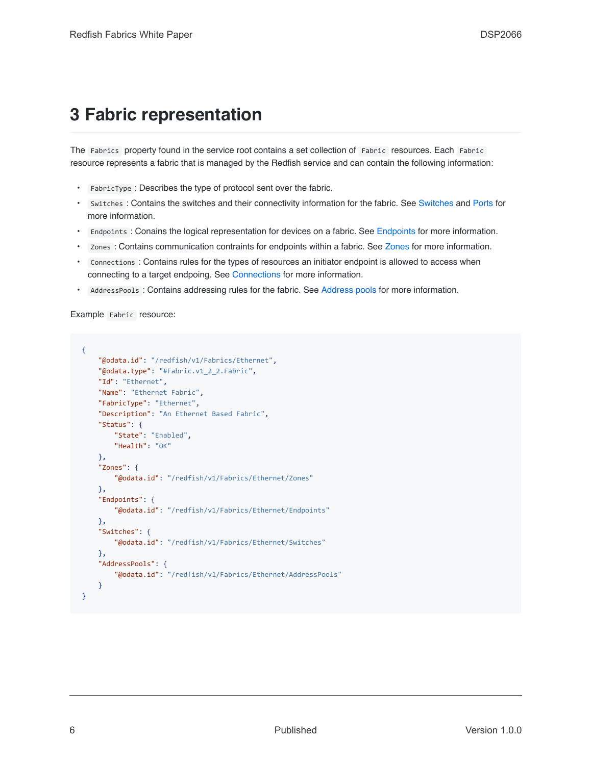# 3 Fabric representation

The `Fabrics` property found in the service root contains a set collection of `Fabric` resources. Each `Fabric` resource represents a fabric that is managed by the Redfish service and can contain the following information:

- `FabricType` : Describes the type of protocol sent over the fabric.
- `Switches` : Contains the switches and their connectivity information for the fabric. See Switches and Ports for more information.
- `Endpoints` : Conains the logical representation for devices on a fabric. See Endpoints for more information.
- `Zones` : Contains communication contraints for endpoints within a fabric. See Zones for more information.
- `Connections` : Contains rules for the types of resources an initiator endpoint is allowed to access when connecting to a target endpoing. See Connections for more information.
- `AddressPools` : Contains addressing rules for the fabric. See Address pools for more information.

Example `Fabric` resource:

```
{
    "@odata.id": "/redfish/v1/Fabrics/Ethernet",
    "@odata.type": "#Fabric.v1_2_2.Fabric",
    "Id": "Ethernet",
    "Name": "Ethernet Fabric",
    "FabricType": "Ethernet",
    "Description": "An Ethernet Based Fabric",
    "Status": {
        "State": "Enabled",
        "Health": "OK"
    },
    "Zones": {
        "@odata.id": "/redfish/v1/Fabrics/Ethernet/Zones"
    },
    "Endpoints": {
        "@odata.id": "/redfish/v1/Fabrics/Ethernet/Endpoints"
    },
    "Switches": {
        "@odata.id": "/redfish/v1/Fabrics/Ethernet/Switches"
    },
    "AddressPools": {
        "@odata.id": "/redfish/v1/Fabrics/Ethernet/AddressPools"
    }
}
```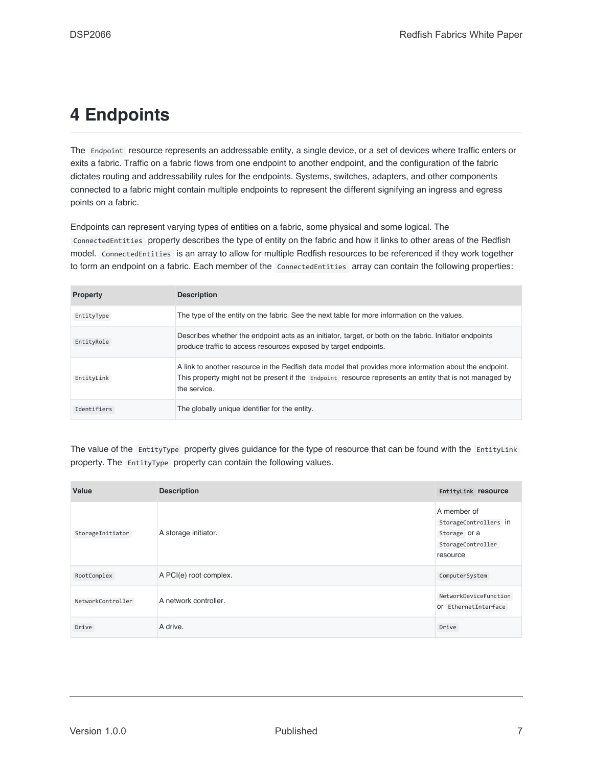# 4 Endpoints

The `Endpoint` resource represents an addressable entity, a single device, or a set of devices where traffic enters or exits a fabric. Traffic on a fabric flows from one endpoint to another endpoint, and the configuration of the fabric dictates routing and addressability rules for the endpoints. Systems, switches, adapters, and other components connected to a fabric might contain multiple endpoints to represent the different signifying an ingress and egress points on a fabric.

Endpoints can represent varying types of entities on a fabric, some physical and some logical. The `ConnectedEntities` property describes the type of entity on the fabric and how it links to other areas of the Redfish model. `ConnectedEntities` is an array to allow for multiple Redfish resources to be referenced if they work together to form an endpoint on a fabric. Each member of the `ConnectedEntities` array can contain the following properties:

| Property | Description |
| --- | --- |
| `EntityType` | The type of the entity on the fabric. See the next table for more information on the values. |
| `EntityRole` | Describes whether the endpoint acts as an initiator, target, or both on the fabric. Initiator endpoints produce traffic to access resources exposed by target endpoints. |
| `EntityLink` | A link to another resource in the Redfish data model that provides more information about the endpoint. This property might not be present if the `Endpoint` resource represents an entity that is not managed by the service. |
| `Identifiers` | The globally unique identifier for the entity. |

The value of the `EntityType` property gives guidance for the type of resource that can be found with the `EntityLink` property. The `EntityType` property can contain the following values.

| Value | Description | `EntityLink` resource |
| --- | --- | --- |
| `StorageInitiator` | A storage initiator. | A member of `StorageControllers` in `Storage` or a `StorageController` resource |
| `RootComplex` | A PCI(e) root complex. | `ComputerSystem` |
| `NetworkController` | A network controller. | `NetworkDeviceFunction` or `EthernetInterface` |
| `Drive` | A drive. | `Drive` |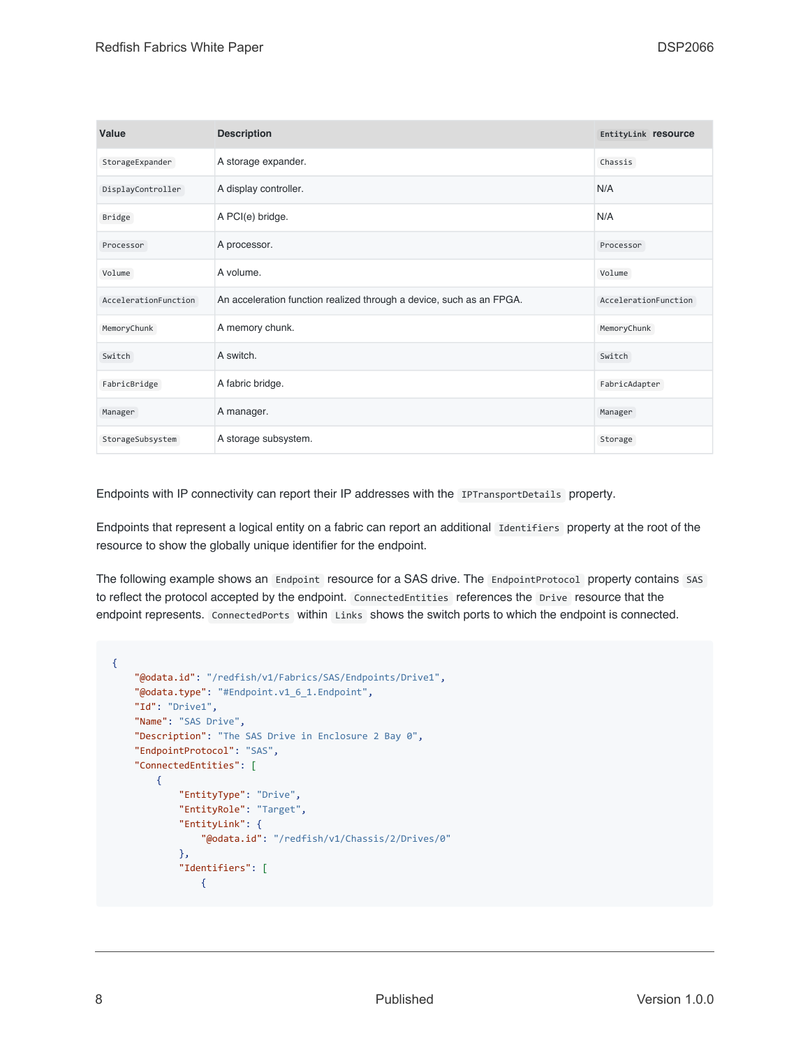| Value | Description | `EntityLink` resource |
| --- | --- | --- |
| `StorageExpander` | A storage expander. | `Chassis` |
| `DisplayController` | A display controller. | N/A |
| `Bridge` | A PCI(e) bridge. | N/A |
| `Processor` | A processor. | `Processor` |
| `Volume` | A volume. | `Volume` |
| `AccelerationFunction` | An acceleration function realized through a device, such as an FPGA. | `AccelerationFunction` |
| `MemoryChunk` | A memory chunk. | `MemoryChunk` |
| `Switch` | A switch. | `Switch` |
| `FabricBridge` | A fabric bridge. | `FabricAdapter` |
| `Manager` | A manager. | `Manager` |
| `StorageSubsystem` | A storage subsystem. | `Storage` |

Endpoints with IP connectivity can report their IP addresses with the `IPTransportDetails` property.

Endpoints that represent a logical entity on a fabric can report an additional `Identifiers` property at the root of the resource to show the globally unique identifier for the endpoint.

The following example shows an `Endpoint` resource for a SAS drive. The `EndpointProtocol` property contains `SAS` to reflect the protocol accepted by the endpoint. `ConnectedEntities` references the `Drive` resource that the endpoint represents. `ConnectedPorts` within `Links` shows the switch ports to which the endpoint is connected.

```
{
    "@odata.id": "/redfish/v1/Fabrics/SAS/Endpoints/Drive1",
    "@odata.type": "#Endpoint.v1_6_1.Endpoint",
    "Id": "Drive1",
    "Name": "SAS Drive",
    "Description": "The SAS Drive in Enclosure 2 Bay 0",
    "EndpointProtocol": "SAS",
    "ConnectedEntities": [
        {
            "EntityType": "Drive",
            "EntityRole": "Target",
            "EntityLink": {
                "@odata.id": "/redfish/v1/Chassis/2/Drives/0"
            },
            "Identifiers": [
                {
```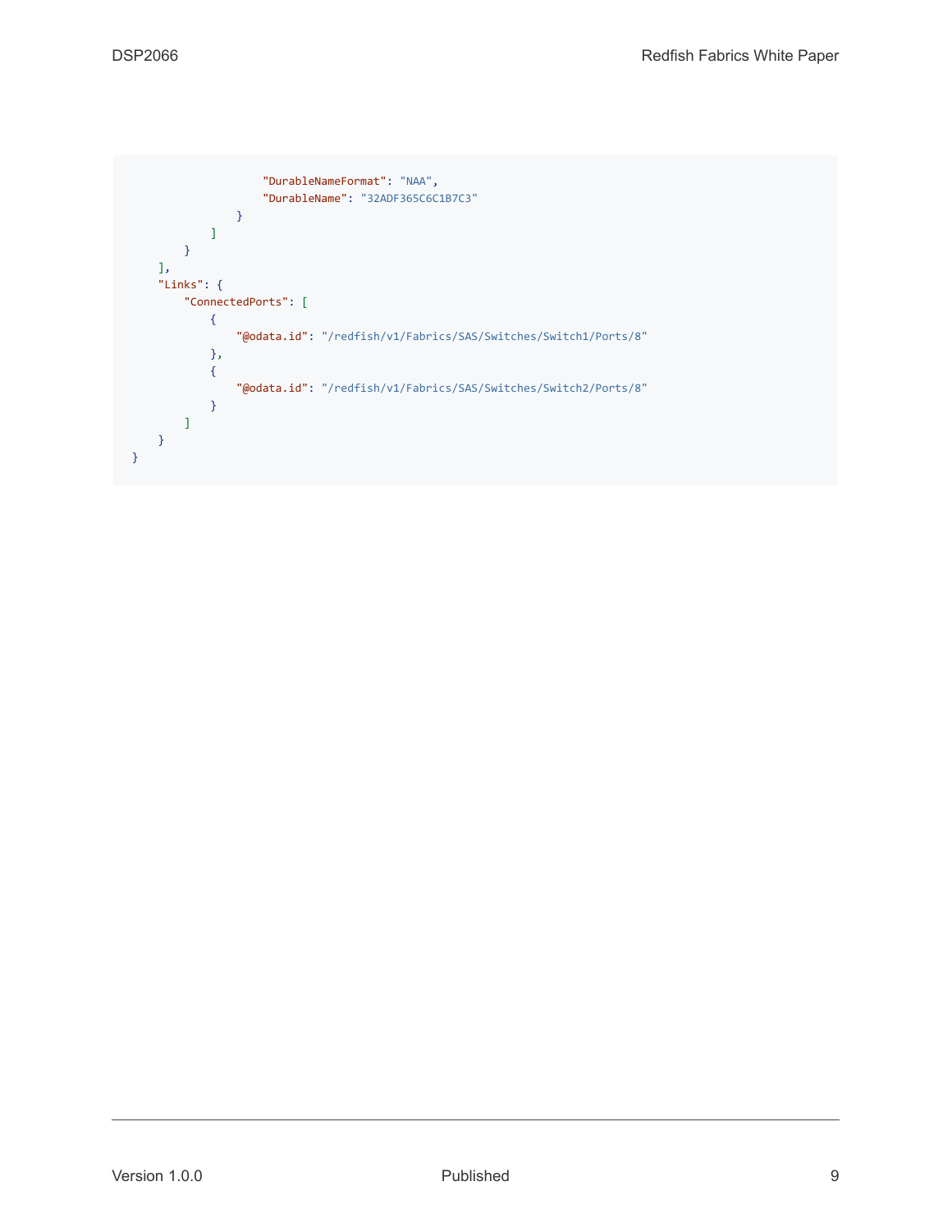```
                    "DurableNameFormat": "NAA",
                    "DurableName": "32ADF365C6C1B7C3"
                }
            ]
        }
    ],
    "Links": {
        "ConnectedPorts": [
            {
                "@odata.id": "/redfish/v1/Fabrics/SAS/Switches/Switch1/Ports/8"
            },
            {
                "@odata.id": "/redfish/v1/Fabrics/SAS/Switches/Switch2/Ports/8"
            }
        ]
    }
}
```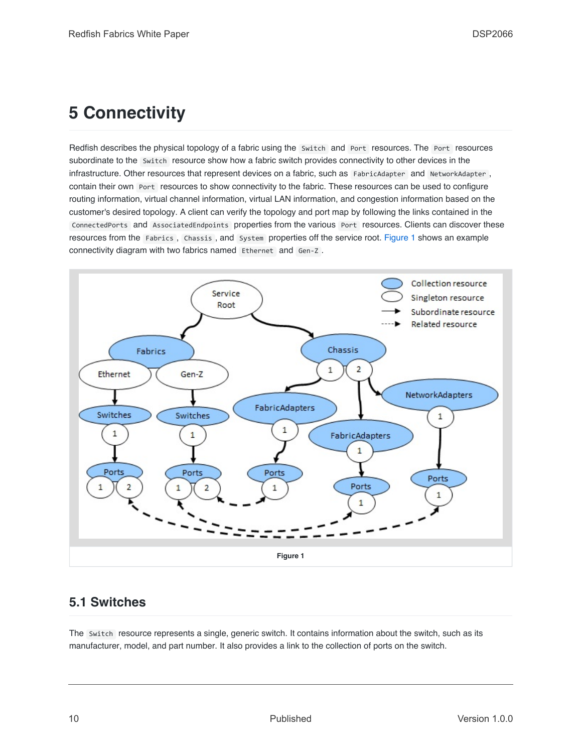# 5 Connectivity

Redfish describes the physical topology of a fabric using the `Switch` and `Port` resources. The `Port` resources subordinate to the `Switch` resource show how a fabric switch provides connectivity to other devices in the infrastructure. Other resources that represent devices on a fabric, such as `FabricAdapter` and `NetworkAdapter`, contain their own `Port` resources to show connectivity to the fabric. These resources can be used to configure routing information, virtual channel information, virtual LAN information, and congestion information based on the customer's desired topology. A client can verify the topology and port map by following the links contained in the `ConnectedPorts` and `AssociatedEndpoints` properties from the various `Port` resources. Clients can discover these resources from the `Fabrics`, `Chassis`, and `System` properties off the service root. Figure 1 shows an example connectivity diagram with two fabrics named `Ethernet` and `Gen-Z`.

Figure 1

## 5.1 Switches

The `Switch` resource represents a single, generic switch. It contains information about the switch, such as its manufacturer, model, and part number. It also provides a link to the collection of ports on the switch.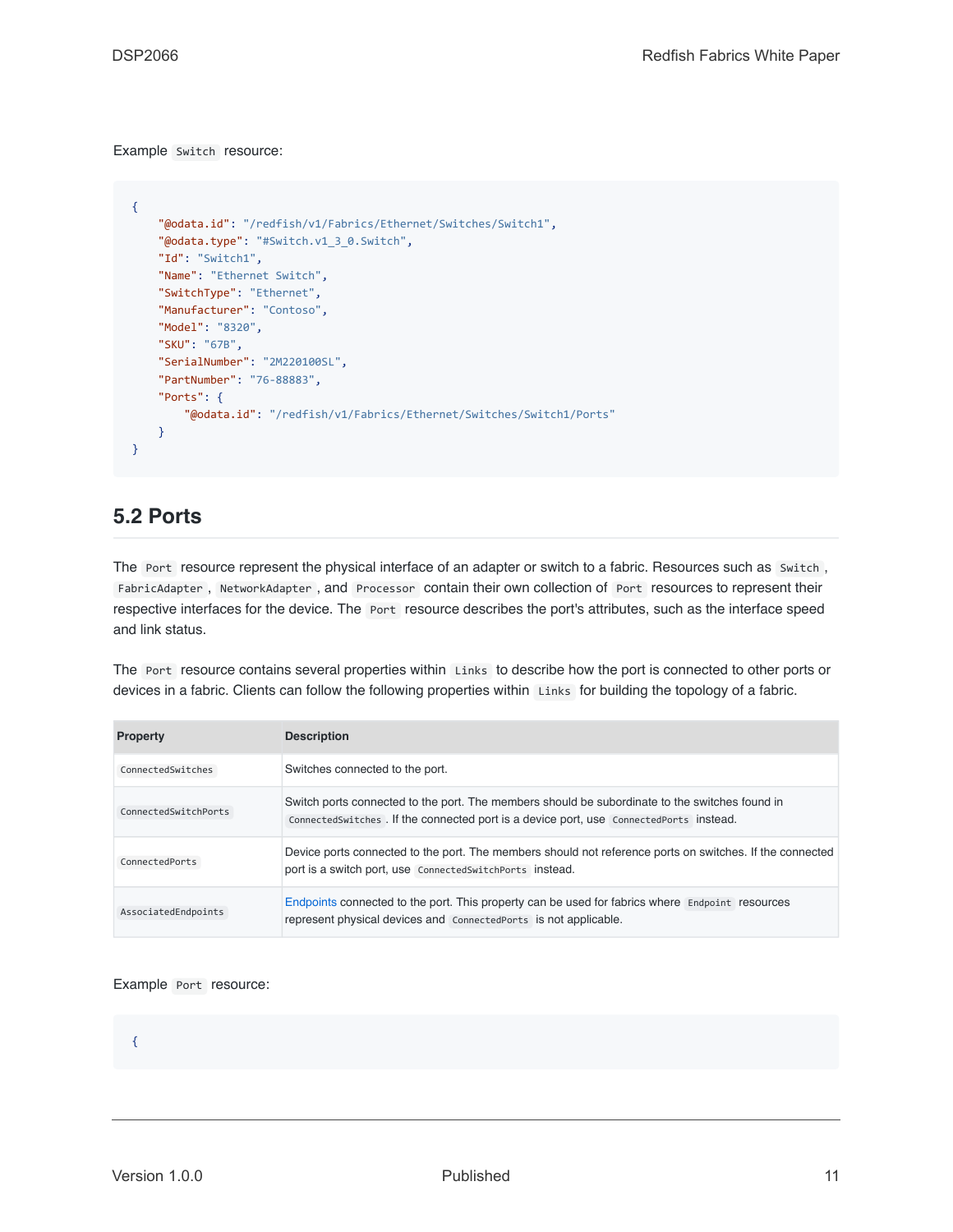Example `Switch` resource:

```
{
    "@odata.id": "/redfish/v1/Fabrics/Ethernet/Switches/Switch1",
    "@odata.type": "#Switch.v1_3_0.Switch",
    "Id": "Switch1",
    "Name": "Ethernet Switch",
    "SwitchType": "Ethernet",
    "Manufacturer": "Contoso",
    "Model": "8320",
    "SKU": "67B",
    "SerialNumber": "2M220100SL",
    "PartNumber": "76-88883",
    "Ports": {
        "@odata.id": "/redfish/v1/Fabrics/Ethernet/Switches/Switch1/Ports"
    }
}
```

## 5.2 Ports

The `Port` resource represent the physical interface of an adapter or switch to a fabric. Resources such as `Switch`, `FabricAdapter`, `NetworkAdapter`, and `Processor` contain their own collection of `Port` resources to represent their respective interfaces for the device. The `Port` resource describes the port's attributes, such as the interface speed and link status.

The `Port` resource contains several properties within `Links` to describe how the port is connected to other ports or devices in a fabric. Clients can follow the following properties within `Links` for building the topology of a fabric.

| Property | Description |
| --- | --- |
| `ConnectedSwitches` | Switches connected to the port. |
| `ConnectedSwitchPorts` | Switch ports connected to the port. The members should be subordinate to the switches found in `ConnectedSwitches`. If the connected port is a device port, use `ConnectedPorts` instead. |
| `ConnectedPorts` | Device ports connected to the port. The members should not reference ports on switches. If the connected port is a switch port, use `ConnectedSwitchPorts` instead. |
| `AssociatedEndpoints` | Endpoints connected to the port. This property can be used for fabrics where `Endpoint` resources represent physical devices and `ConnectedPorts` is not applicable. |

Example `Port` resource:

```
{
```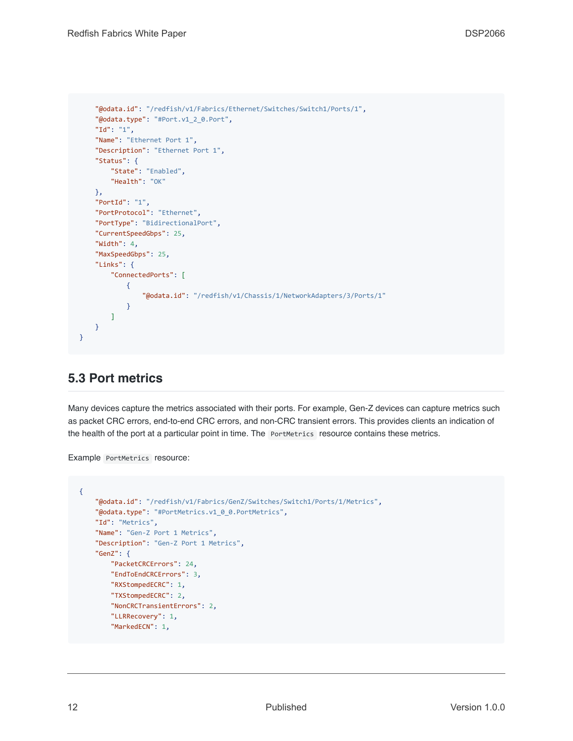```
    "@odata.id": "/redfish/v1/Fabrics/Ethernet/Switches/Switch1/Ports/1",
    "@odata.type": "#Port.v1_2_0.Port",
    "Id": "1",
    "Name": "Ethernet Port 1",
    "Description": "Ethernet Port 1",
    "Status": {
        "State": "Enabled",
        "Health": "OK"
    },
    "PortId": "1",
    "PortProtocol": "Ethernet",
    "PortType": "BidirectionalPort",
    "CurrentSpeedGbps": 25,
    "Width": 4,
    "MaxSpeedGbps": 25,
    "Links": {
        "ConnectedPorts": [
            {
                "@odata.id": "/redfish/v1/Chassis/1/NetworkAdapters/3/Ports/1"
            }
        ]
    }
}
```

## 5.3 Port metrics

Many devices capture the metrics associated with their ports. For example, Gen-Z devices can capture metrics such as packet CRC errors, end-to-end CRC errors, and non-CRC transient errors. This provides clients an indication of the health of the port at a particular point in time. The `PortMetrics` resource contains these metrics.

Example `PortMetrics` resource:

```
{
    "@odata.id": "/redfish/v1/Fabrics/GenZ/Switches/Switch1/Ports/1/Metrics",
    "@odata.type": "#PortMetrics.v1_0_0.PortMetrics",
    "Id": "Metrics",
    "Name": "Gen-Z Port 1 Metrics",
    "Description": "Gen-Z Port 1 Metrics",
    "GenZ": {
        "PacketCRCErrors": 24,
        "EndToEndCRCErrors": 3,
        "RXStompedECRC": 1,
        "TXStompedECRC": 2,
        "NonCRCTransientErrors": 2,
        "LLRRecovery": 1,
        "MarkedECN": 1,
```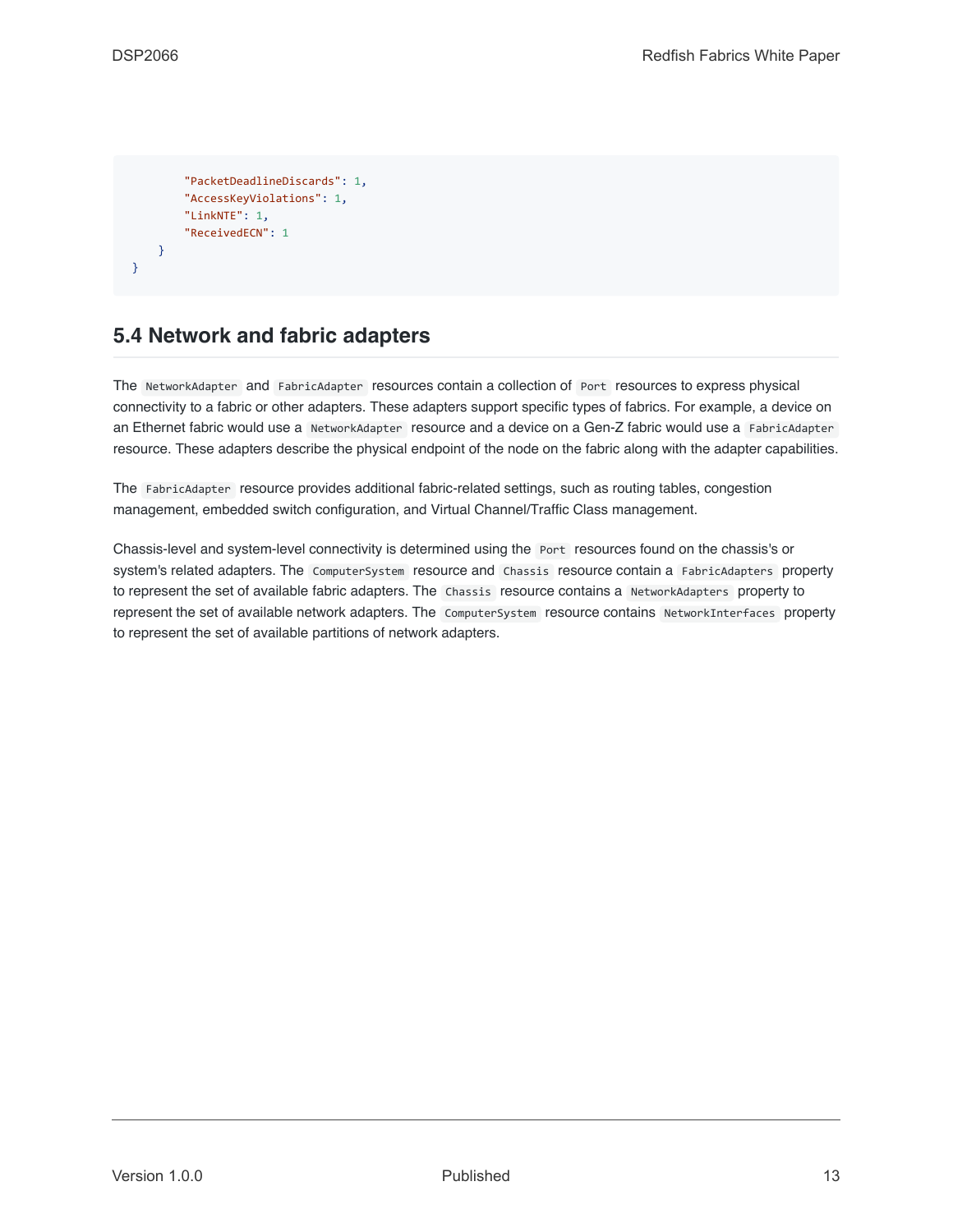```
        "PacketDeadlineDiscards": 1,
        "AccessKeyViolations": 1,
        "LinkNTE": 1,
        "ReceivedECN": 1
    }
}
```

## 5.4 Network and fabric adapters

The `NetworkAdapter` and `FabricAdapter` resources contain a collection of `Port` resources to express physical connectivity to a fabric or other adapters. These adapters support specific types of fabrics. For example, a device on an Ethernet fabric would use a `NetworkAdapter` resource and a device on a Gen-Z fabric would use a `FabricAdapter` resource. These adapters describe the physical endpoint of the node on the fabric along with the adapter capabilities.

The `FabricAdapter` resource provides additional fabric-related settings, such as routing tables, congestion management, embedded switch configuration, and Virtual Channel/Traffic Class management.

Chassis-level and system-level connectivity is determined using the `Port` resources found on the chassis's or system's related adapters. The `ComputerSystem` resource and `Chassis` resource contain a `FabricAdapters` property to represent the set of available fabric adapters. The `Chassis` resource contains a `NetworkAdapters` property to represent the set of available network adapters. The `ComputerSystem` resource contains `NetworkInterfaces` property to represent the set of available partitions of network adapters.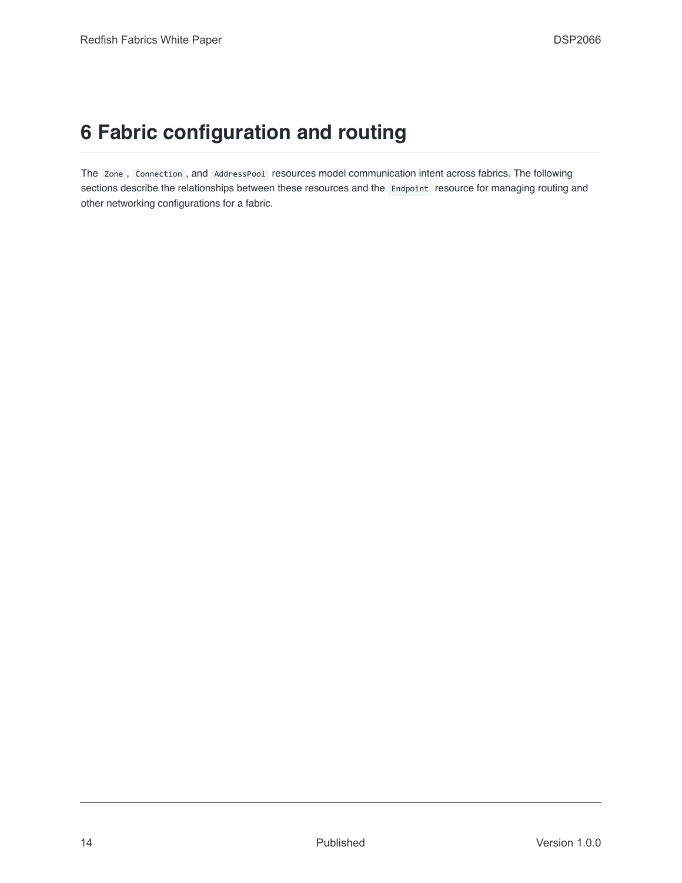# 6 Fabric configuration and routing

The `Zone`, `Connection`, and `AddressPool` resources model communication intent across fabrics. The following sections describe the relationships between these resources and the `Endpoint` resource for managing routing and other networking configurations for a fabric.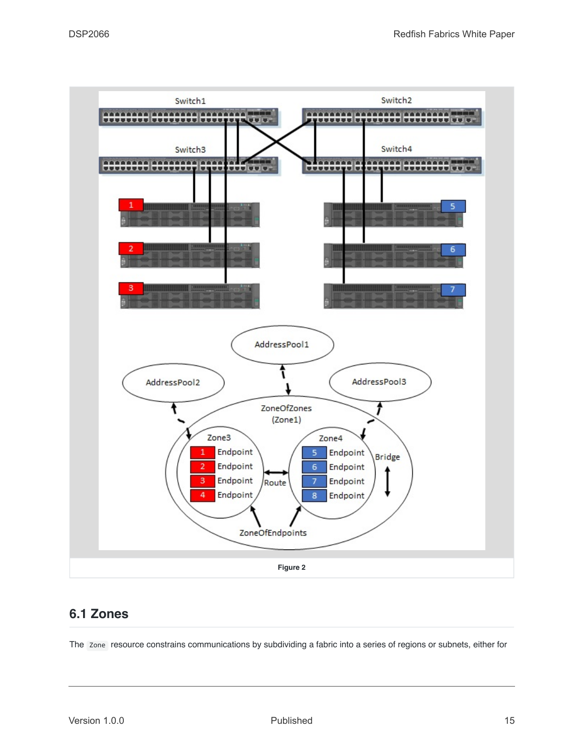Figure 2

## 6.1 Zones

The `Zone` resource constrains communications by subdividing a fabric into a series of regions or subnets, either for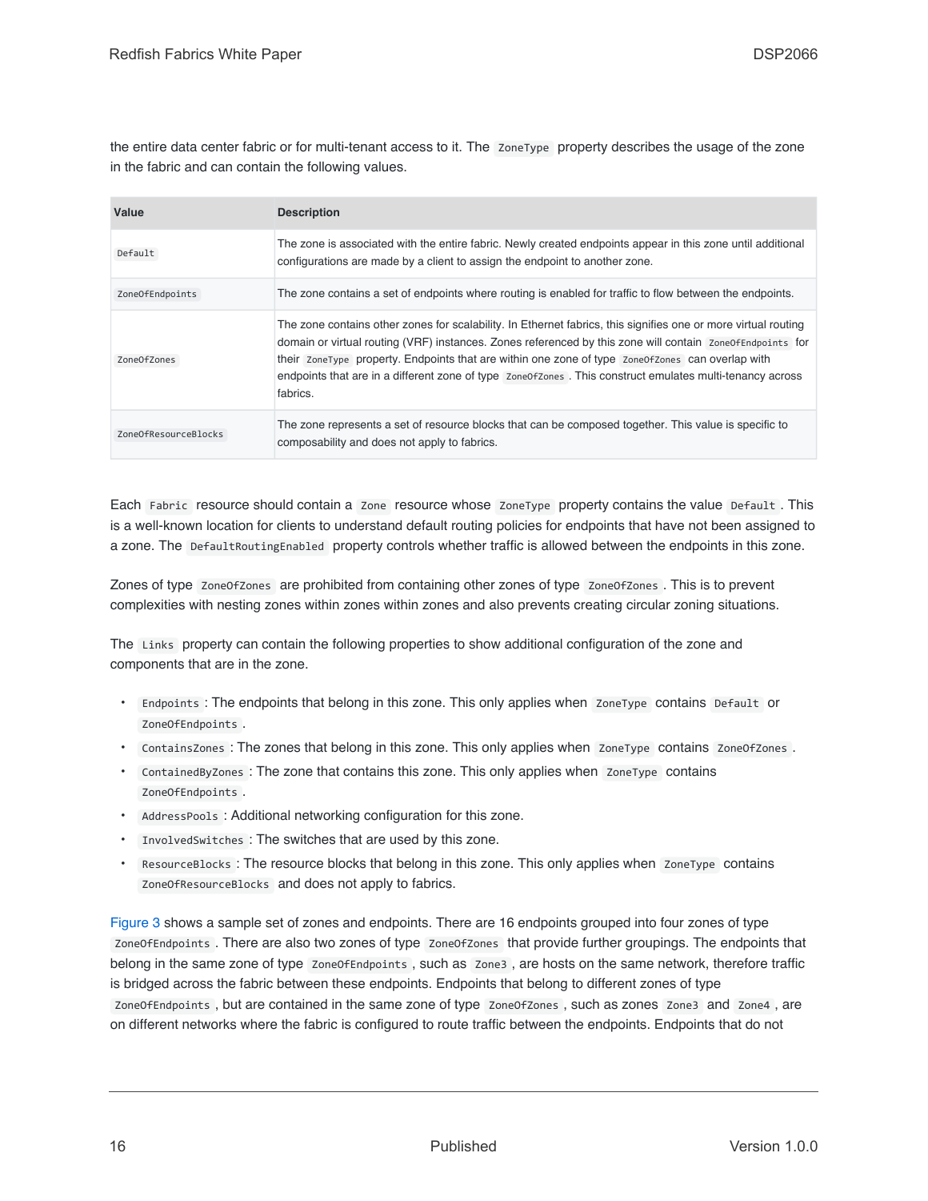the entire data center fabric or for multi-tenant access to it. The `ZoneType` property describes the usage of the zone in the fabric and can contain the following values.

| Value | Description |
| --- | --- |
| `Default` | The zone is associated with the entire fabric. Newly created endpoints appear in this zone until additional configurations are made by a client to assign the endpoint to another zone. |
| `ZoneOfEndpoints` | The zone contains a set of endpoints where routing is enabled for traffic to flow between the endpoints. |
| `ZoneOfZones` | The zone contains other zones for scalability. In Ethernet fabrics, this signifies one or more virtual routing domain or virtual routing (VRF) instances. Zones referenced by this zone will contain `ZoneOfEndpoints` for their `ZoneType` property. Endpoints that are within one zone of type `ZoneOfZones` can overlap with endpoints that are in a different zone of type `ZoneOfZones`. This construct emulates multi-tenancy across fabrics. |
| `ZoneOfResourceBlocks` | The zone represents a set of resource blocks that can be composed together. This value is specific to composability and does not apply to fabrics. |

Each `Fabric` resource should contain a `Zone` resource whose `ZoneType` property contains the value `Default`. This is a well-known location for clients to understand default routing policies for endpoints that have not been assigned to a zone. The `DefaultRoutingEnabled` property controls whether traffic is allowed between the endpoints in this zone.

Zones of type `ZoneOfZones` are prohibited from containing other zones of type `ZoneOfZones`. This is to prevent complexities with nesting zones within zones within zones and also prevents creating circular zoning situations.

The `Links` property can contain the following properties to show additional configuration of the zone and components that are in the zone.

- `Endpoints`: The endpoints that belong in this zone. This only applies when `ZoneType` contains `Default` or `ZoneOfEndpoints`.
- `ContainsZones`: The zones that belong in this zone. This only applies when `ZoneType` contains `ZoneOfZones`.
- `ContainedByZones`: The zone that contains this zone. This only applies when `ZoneType` contains `ZoneOfEndpoints`.
- `AddressPools`: Additional networking configuration for this zone.
- `InvolvedSwitches`: The switches that are used by this zone.
- `ResourceBlocks`: The resource blocks that belong in this zone. This only applies when `ZoneType` contains `ZoneOfResourceBlocks` and does not apply to fabrics.

Figure 3 shows a sample set of zones and endpoints. There are 16 endpoints grouped into four zones of type `ZoneOfEndpoints`. There are also two zones of type `ZoneOfZones` that provide further groupings. The endpoints that belong in the same zone of type `ZoneOfEndpoints`, such as `Zone3`, are hosts on the same network, therefore traffic is bridged across the fabric between these endpoints. Endpoints that belong to different zones of type `ZoneOfEndpoints`, but are contained in the same zone of type `ZoneOfZones`, such as zones `Zone3` and `Zone4`, are on different networks where the fabric is configured to route traffic between the endpoints. Endpoints that do not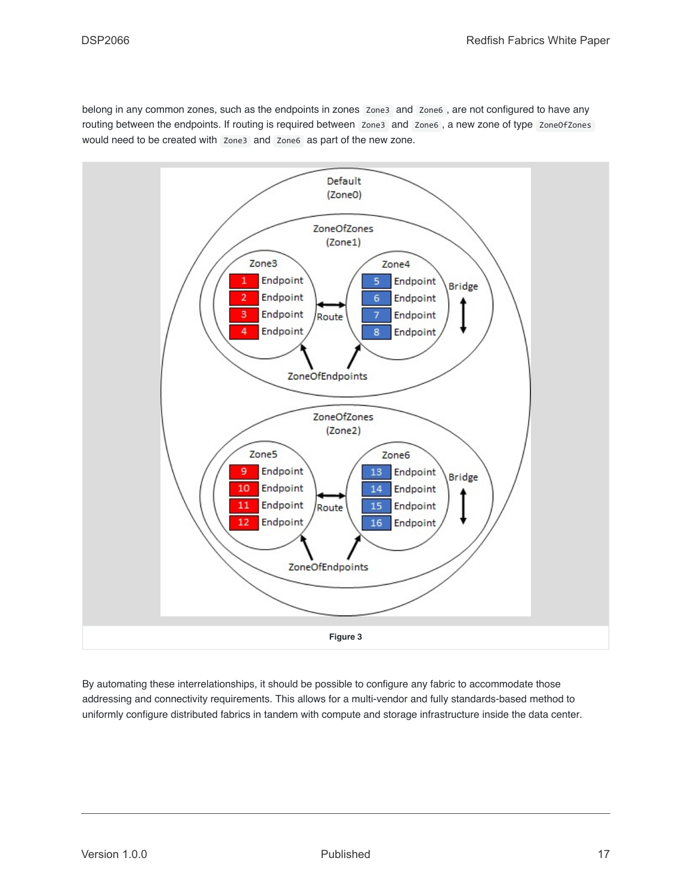belong in any common zones, such as the endpoints in zones `Zone3` and `Zone6`, are not configured to have any routing between the endpoints. If routing is required between `Zone3` and `Zone6`, a new zone of type `ZoneOfZones` would need to be created with `Zone3` and `Zone6` as part of the new zone.

Figure 3

By automating these interrelationships, it should be possible to configure any fabric to accommodate those addressing and connectivity requirements. This allows for a multi-vendor and fully standards-based method to uniformly configure distributed fabrics in tandem with compute and storage infrastructure inside the data center.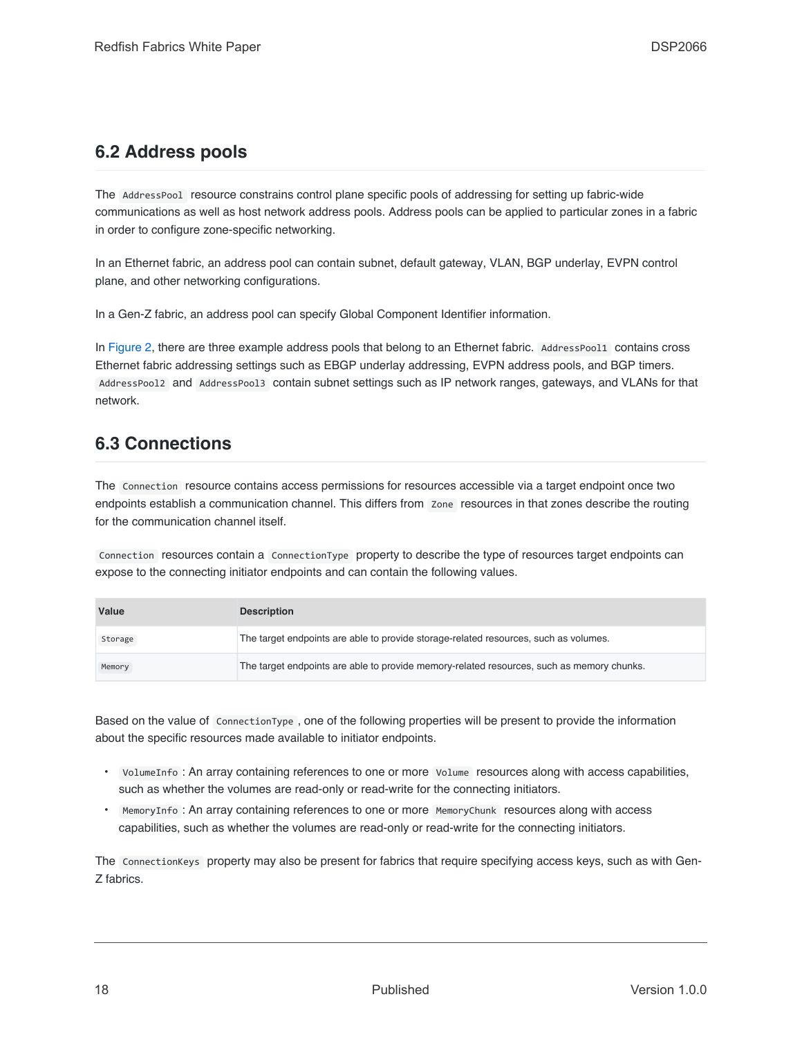## 6.2 Address pools

The `AddressPool` resource constrains control plane specific pools of addressing for setting up fabric-wide communications as well as host network address pools. Address pools can be applied to particular zones in a fabric in order to configure zone-specific networking.

In an Ethernet fabric, an address pool can contain subnet, default gateway, VLAN, BGP underlay, EVPN control plane, and other networking configurations.

In a Gen-Z fabric, an address pool can specify Global Component Identifier information.

In Figure 2, there are three example address pools that belong to an Ethernet fabric. `AddressPool1` contains cross Ethernet fabric addressing settings such as EBGP underlay addressing, EVPN address pools, and BGP timers. `AddressPool2` and `AddressPool3` contain subnet settings such as IP network ranges, gateways, and VLANs for that network.

## 6.3 Connections

The `Connection` resource contains access permissions for resources accessible via a target endpoint once two endpoints establish a communication channel. This differs from `Zone` resources in that zones describe the routing for the communication channel itself.

`Connection` resources contain a `ConnectionType` property to describe the type of resources target endpoints can expose to the connecting initiator endpoints and can contain the following values.

| Value | Description |
| --- | --- |
| `Storage` | The target endpoints are able to provide storage-related resources, such as volumes. |
| `Memory` | The target endpoints are able to provide memory-related resources, such as memory chunks. |

Based on the value of `ConnectionType`, one of the following properties will be present to provide the information about the specific resources made available to initiator endpoints.

- `VolumeInfo`: An array containing references to one or more `Volume` resources along with access capabilities, such as whether the volumes are read-only or read-write for the connecting initiators.
- `MemoryInfo`: An array containing references to one or more `MemoryChunk` resources along with access capabilities, such as whether the volumes are read-only or read-write for the connecting initiators.

The `ConnectionKeys` property may also be present for fabrics that require specifying access keys, such as with Gen-Z fabrics.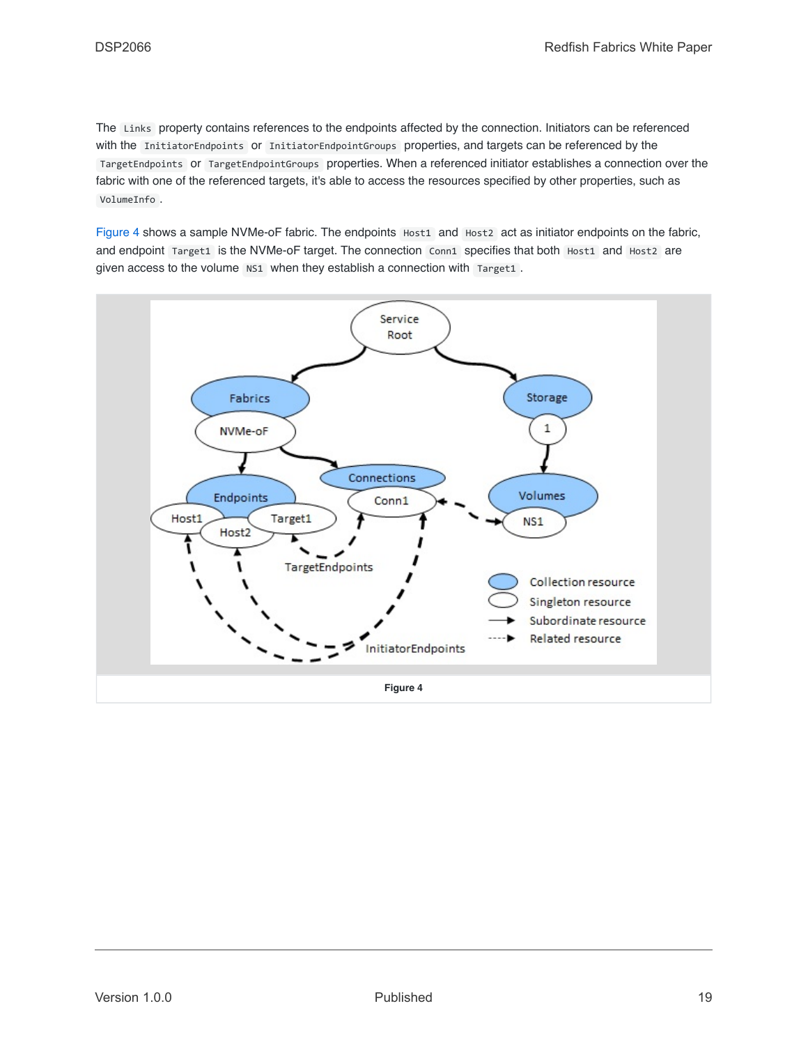The `Links` property contains references to the endpoints affected by the connection. Initiators can be referenced with the `InitiatorEndpoints` or `InitiatorEndpointGroups` properties, and targets can be referenced by the `TargetEndpoints` or `TargetEndpointGroups` properties. When a referenced initiator establishes a connection over the fabric with one of the referenced targets, it's able to access the resources specified by other properties, such as `VolumeInfo`.

Figure 4 shows a sample NVMe-oF fabric. The endpoints `Host1` and `Host2` act as initiator endpoints on the fabric, and endpoint `Target1` is the NVMe-oF target. The connection `Conn1` specifies that both `Host1` and `Host2` are given access to the volume `NS1` when they establish a connection with `Target1`.

**Figure 4**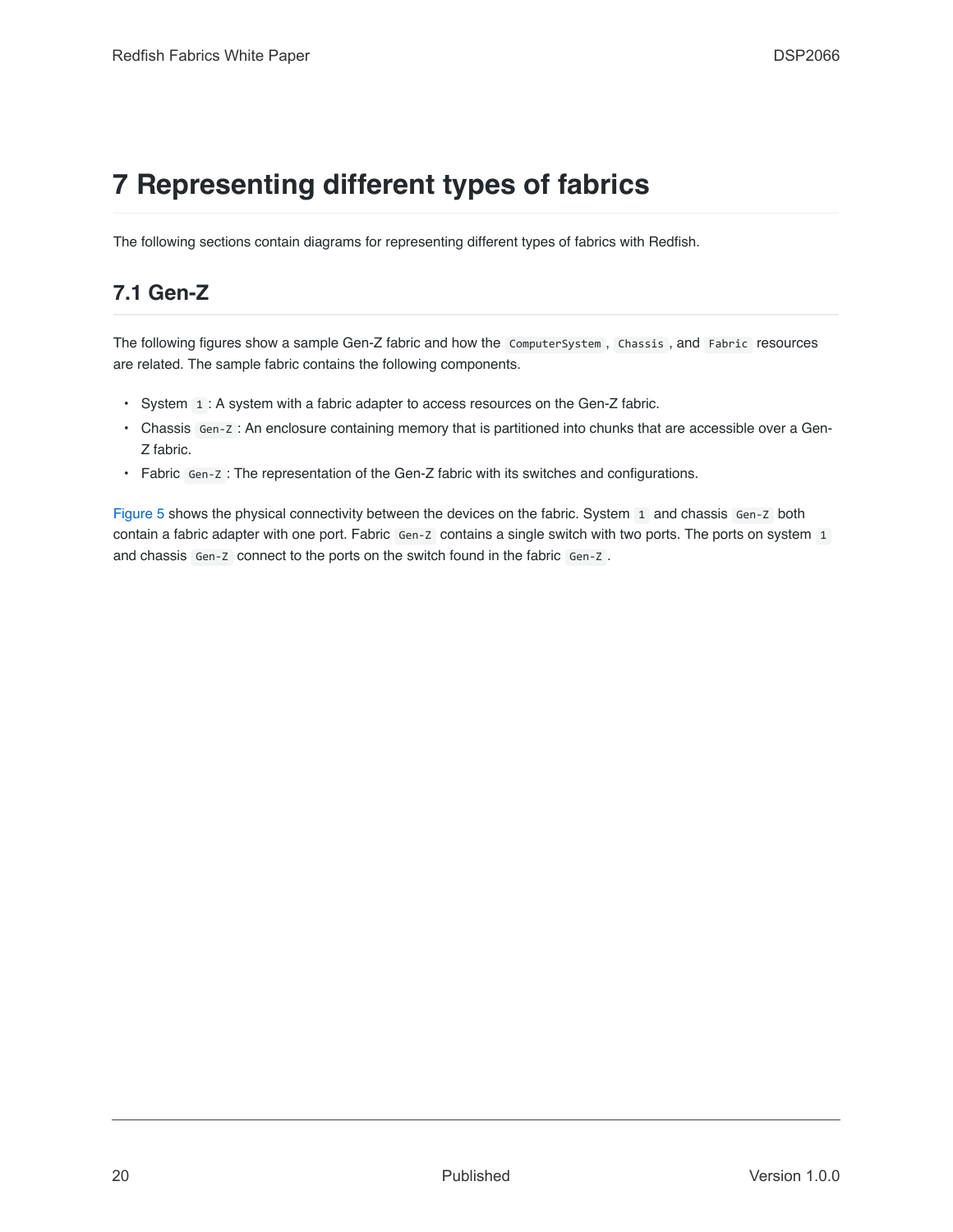# 7 Representing different types of fabrics

The following sections contain diagrams for representing different types of fabrics with Redfish.

## 7.1 Gen-Z

The following figures show a sample Gen-Z fabric and how the `ComputerSystem`, `Chassis`, and `Fabric` resources are related. The sample fabric contains the following components.

- System `1`: A system with a fabric adapter to access resources on the Gen-Z fabric.
- Chassis `Gen-Z`: An enclosure containing memory that is partitioned into chunks that are accessible over a Gen-Z fabric.
- Fabric `Gen-Z`: The representation of the Gen-Z fabric with its switches and configurations.

Figure 5 shows the physical connectivity between the devices on the fabric. System `1` and chassis `Gen-Z` both contain a fabric adapter with one port. Fabric `Gen-Z` contains a single switch with two ports. The ports on system `1` and chassis `Gen-Z` connect to the ports on the switch found in the fabric `Gen-Z`.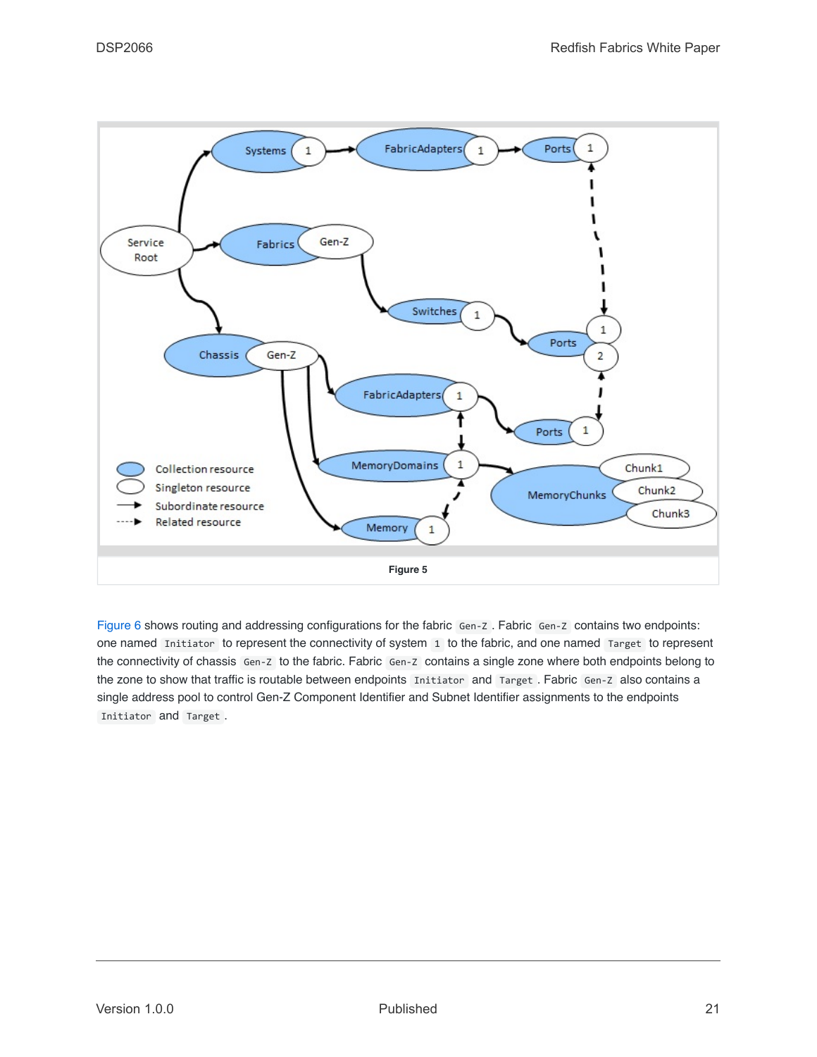Figure 5

Figure 6 shows routing and addressing configurations for the fabric `Gen-Z`. Fabric `Gen-Z` contains two endpoints: one named `Initiator` to represent the connectivity of system `1` to the fabric, and one named `Target` to represent the connectivity of chassis `Gen-Z` to the fabric. Fabric `Gen-Z` contains a single zone where both endpoints belong to the zone to show that traffic is routable between endpoints `Initiator` and `Target`. Fabric `Gen-Z` also contains a single address pool to control Gen-Z Component Identifier and Subnet Identifier assignments to the endpoints `Initiator` and `Target`.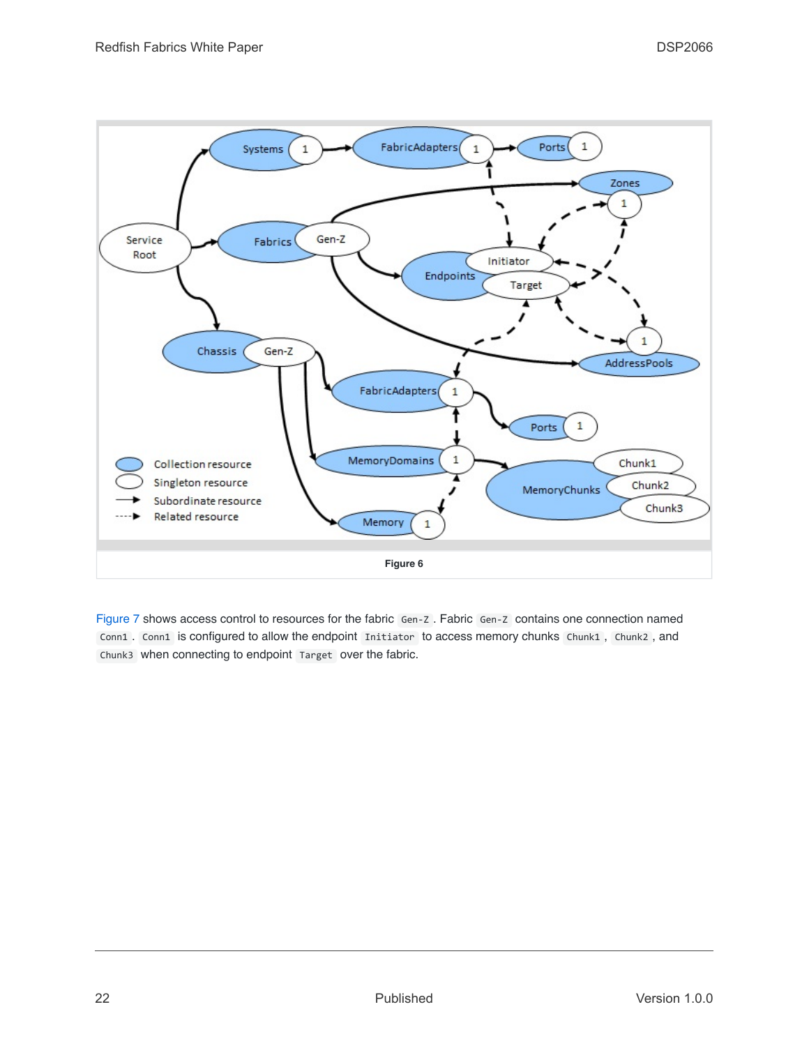Figure 6

Figure 7 shows access control to resources for the fabric `Gen-Z`. Fabric `Gen-Z` contains one connection named `Conn1`. `Conn1` is configured to allow the endpoint `Initiator` to access memory chunks `Chunk1`, `Chunk2`, and `Chunk3` when connecting to endpoint `Target` over the fabric.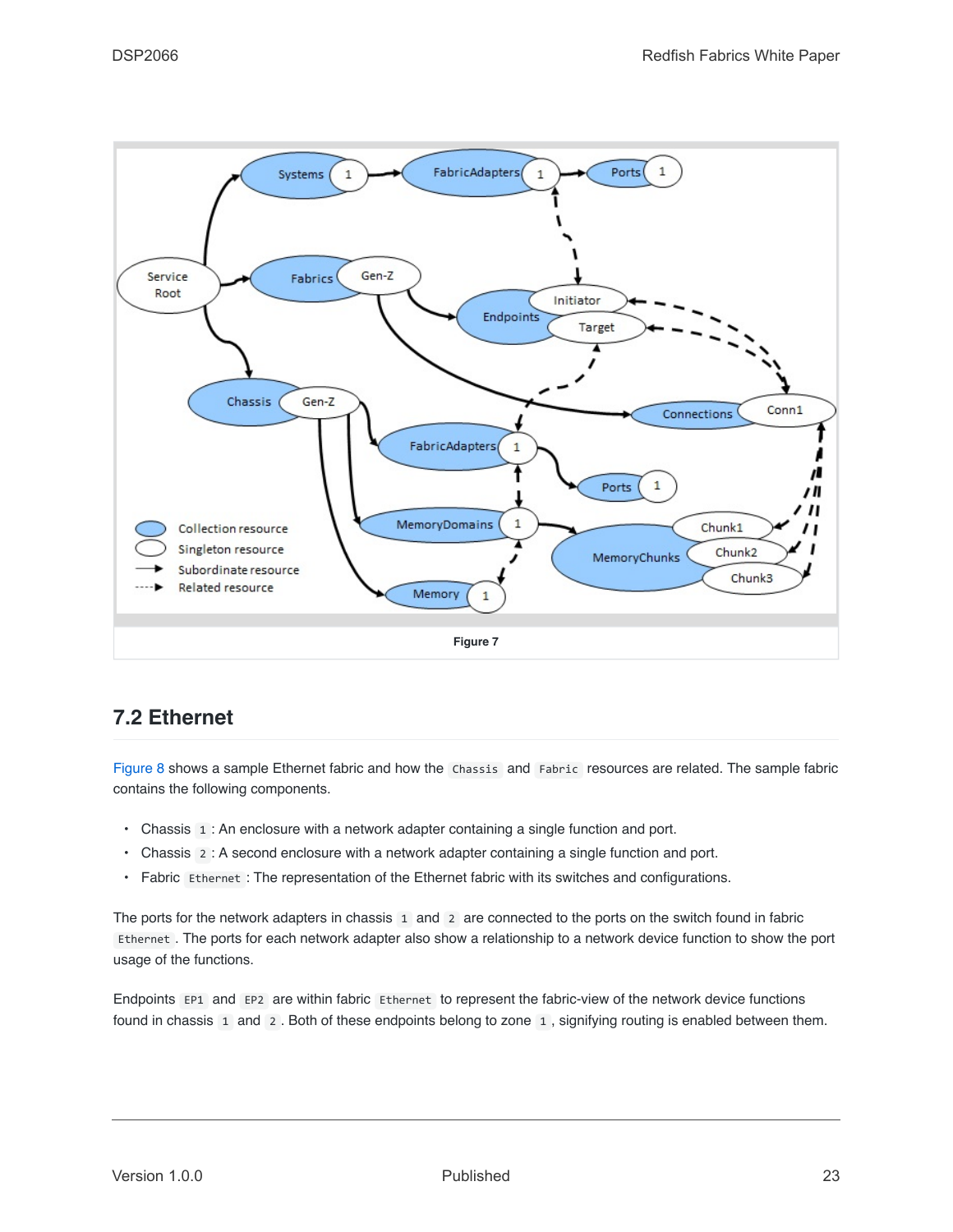Figure 7

## 7.2 Ethernet

Figure 8 shows a sample Ethernet fabric and how the `Chassis` and `Fabric` resources are related. The sample fabric contains the following components.

- Chassis `1` : An enclosure with a network adapter containing a single function and port.
- Chassis `2` : A second enclosure with a network adapter containing a single function and port.
- Fabric `Ethernet` : The representation of the Ethernet fabric with its switches and configurations.

The ports for the network adapters in chassis `1` and `2` are connected to the ports on the switch found in fabric `Ethernet`. The ports for each network adapter also show a relationship to a network device function to show the port usage of the functions.

Endpoints `EP1` and `EP2` are within fabric `Ethernet` to represent the fabric-view of the network device functions found in chassis `1` and `2`. Both of these endpoints belong to zone `1`, signifying routing is enabled between them.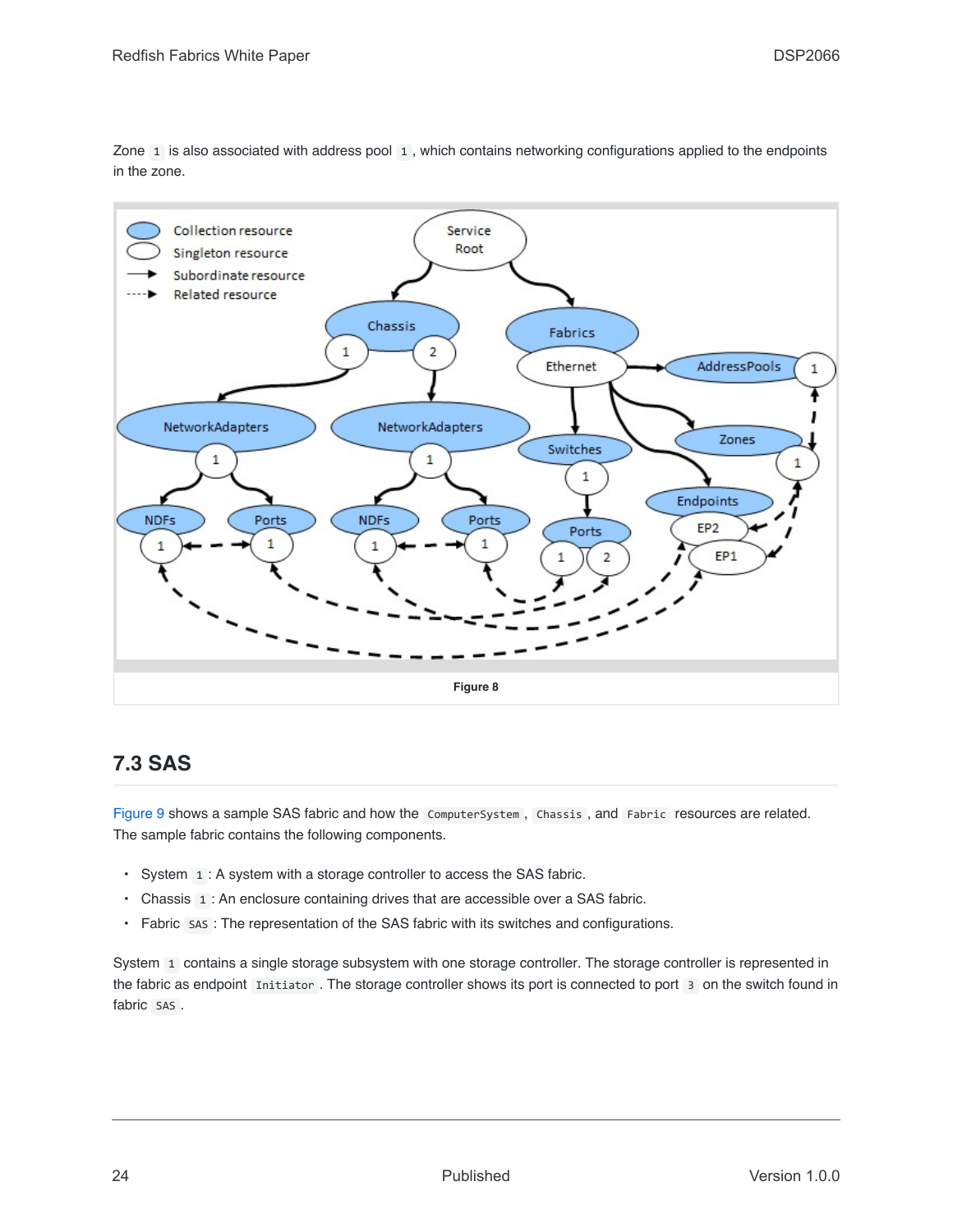Zone `1` is also associated with address pool `1`, which contains networking configurations applied to the endpoints in the zone.

**Figure 8**

## 7.3 SAS

Figure 9 shows a sample SAS fabric and how the `ComputerSystem`, `Chassis`, and `Fabric` resources are related. The sample fabric contains the following components.

- System `1`: A system with a storage controller to access the SAS fabric.
- Chassis `1`: An enclosure containing drives that are accessible over a SAS fabric.
- Fabric `SAS`: The representation of the SAS fabric with its switches and configurations.

System `1` contains a single storage subsystem with one storage controller. The storage controller is represented in the fabric as endpoint `Initiator`. The storage controller shows its port is connected to port `3` on the switch found in fabric `SAS`.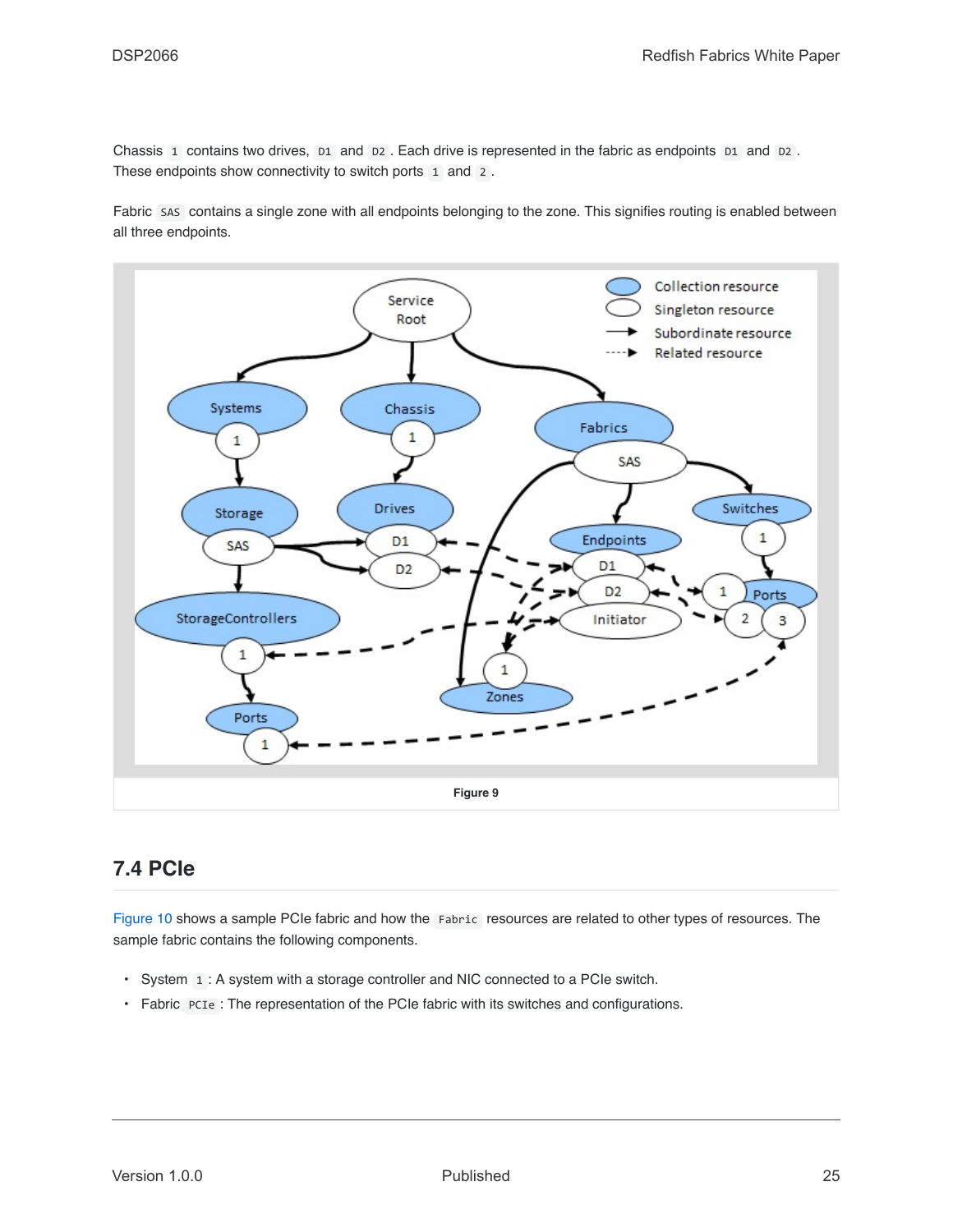Chassis `1` contains two drives, `D1` and `D2`. Each drive is represented in the fabric as endpoints `D1` and `D2`. These endpoints show connectivity to switch ports `1` and `2`.

Fabric `SAS` contains a single zone with all endpoints belonging to the zone. This signifies routing is enabled between all three endpoints.

Figure 9

## 7.4 PCIe

Figure 10 shows a sample PCIe fabric and how the `Fabric` resources are related to other types of resources. The sample fabric contains the following components.

- System `1`: A system with a storage controller and NIC connected to a PCIe switch.
- Fabric `PCIe`: The representation of the PCIe fabric with its switches and configurations.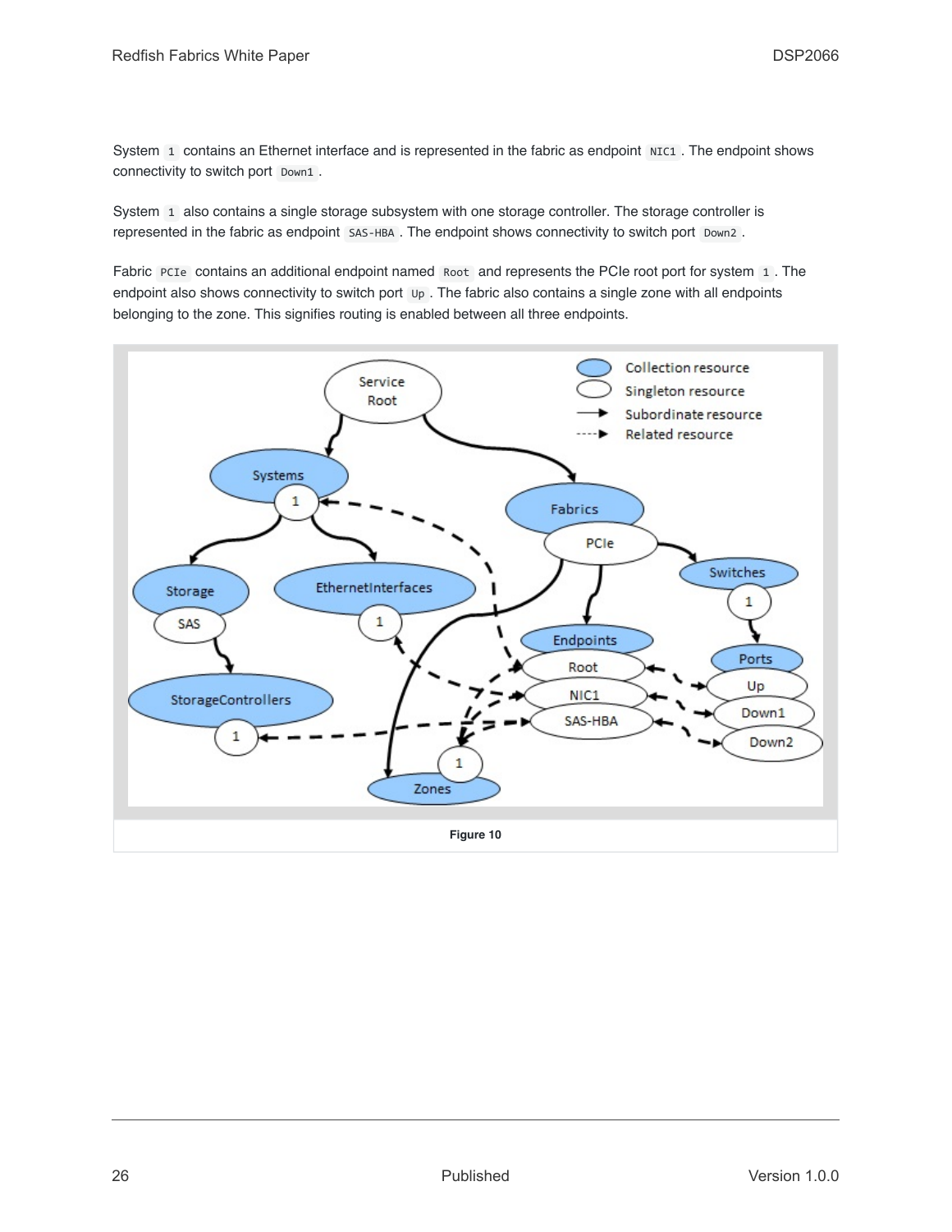System `1` contains an Ethernet interface and is represented in the fabric as endpoint `NIC1`. The endpoint shows connectivity to switch port `Down1`.

System `1` also contains a single storage subsystem with one storage controller. The storage controller is represented in the fabric as endpoint `SAS-HBA`. The endpoint shows connectivity to switch port `Down2`.

Fabric `PCIe` contains an additional endpoint named `Root` and represents the PCIe root port for system `1`. The endpoint also shows connectivity to switch port `Up`. The fabric also contains a single zone with all endpoints belonging to the zone. This signifies routing is enabled between all three endpoints.

**Figure 10**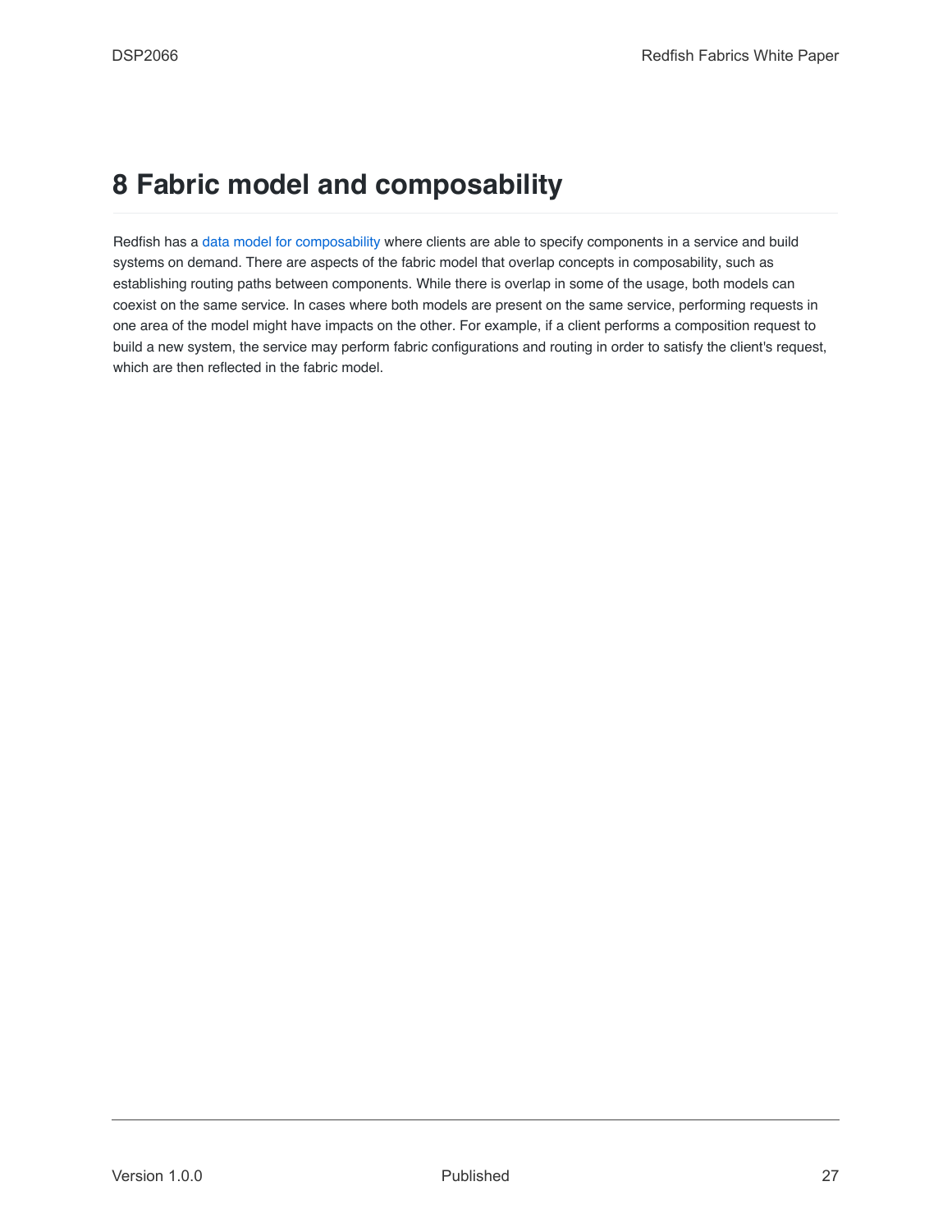# 8 Fabric model and composability

Redfish has a data model for composability where clients are able to specify components in a service and build systems on demand. There are aspects of the fabric model that overlap concepts in composability, such as establishing routing paths between components. While there is overlap in some of the usage, both models can coexist on the same service. In cases where both models are present on the same service, performing requests in one area of the model might have impacts on the other. For example, if a client performs a composition request to build a new system, the service may perform fabric configurations and routing in order to satisfy the client's request, which are then reflected in the fabric model.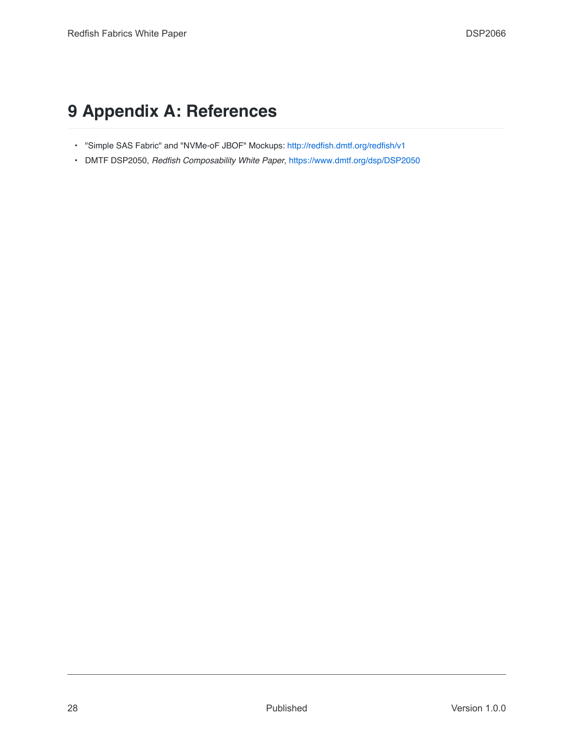# 9 Appendix A: References

- "Simple SAS Fabric" and "NVMe-oF JBOF" Mockups: http://redfish.dmtf.org/redfish/v1
- DMTF DSP2050, *Redfish Composability White Paper*, https://www.dmtf.org/dsp/DSP2050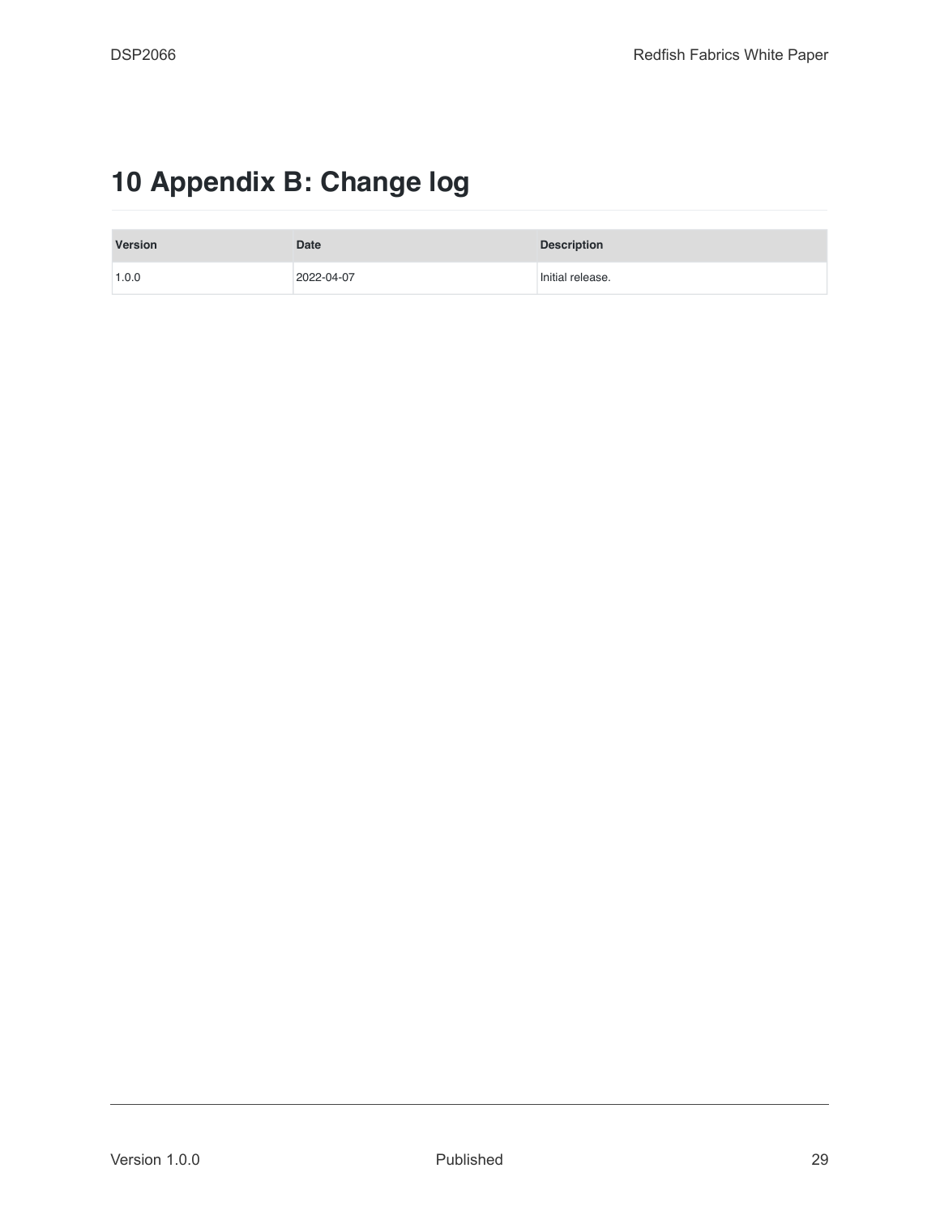# 10 Appendix B: Change log

| Version | Date | Description |
|---|---|---|
| 1.0.0 | 2022-04-07 | Initial release. |